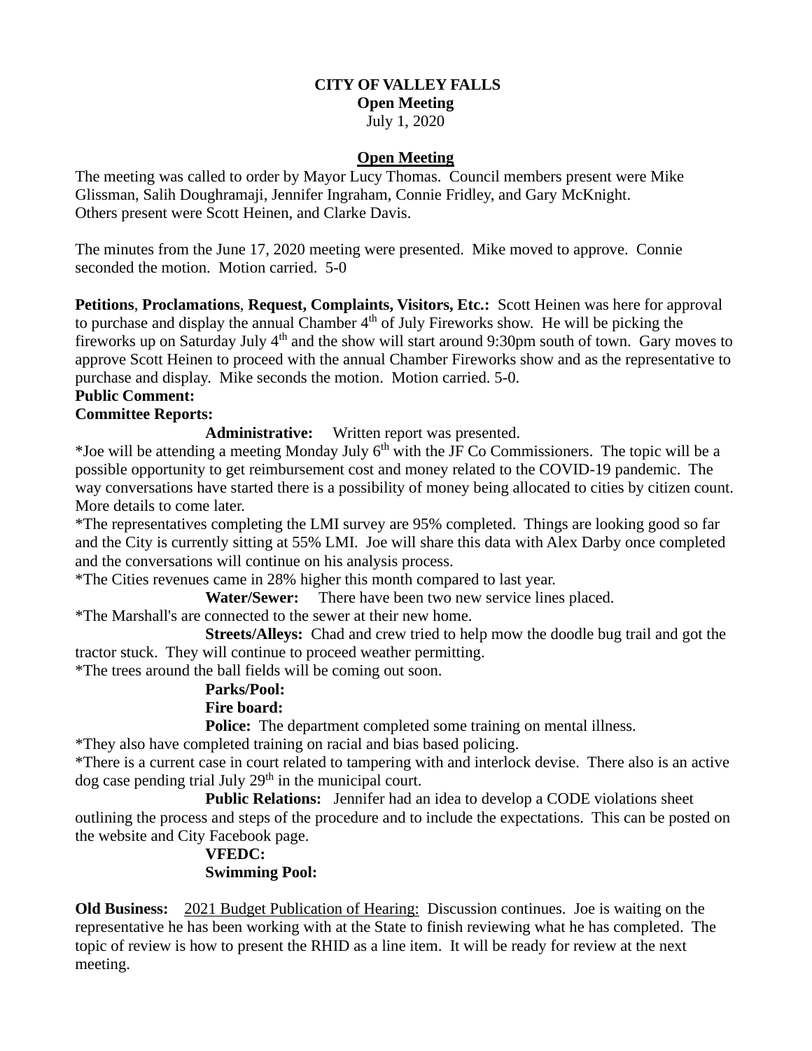**CITY OF VALLEY FALLS**
**Open Meeting**
July 1, 2020

## Open Meeting

The meeting was called to order by Mayor Lucy Thomas. Council members present were Mike Glissman, Salih Doughramaji, Jennifer Ingraham, Connie Fridley, and Gary McKnight. Others present were Scott Heinen, and Clarke Davis.

The minutes from the June 17, 2020 meeting were presented. Mike moved to approve. Connie seconded the motion. Motion carried. 5-0

**Petitions**, **Proclamations**, **Request, Complaints, Visitors, Etc.:** Scott Heinen was here for approval to purchase and display the annual Chamber 4th of July Fireworks show. He will be picking the fireworks up on Saturday July 4th and the show will start around 9:30pm south of town. Gary moves to approve Scott Heinen to proceed with the annual Chamber Fireworks show and as the representative to purchase and display. Mike seconds the motion. Motion carried. 5-0.

**Public Comment:**

**Committee Reports:**

**Administrative:** Written report was presented.

*Joe will be attending a meeting Monday July 6th with the JF Co Commissioners. The topic will be a possible opportunity to get reimbursement cost and money related to the COVID-19 pandemic. The way conversations have started there is a possibility of money being allocated to cities by citizen count. More details to come later.

*The representatives completing the LMI survey are 95% completed. Things are looking good so far and the City is currently sitting at 55% LMI. Joe will share this data with Alex Darby once completed and the conversations will continue on his analysis process.

*The Cities revenues came in 28% higher this month compared to last year.

**Water/Sewer:** There have been two new service lines placed.

*The Marshall's are connected to the sewer at their new home.

**Streets/Alleys:** Chad and crew tried to help mow the doodle bug trail and got the tractor stuck. They will continue to proceed weather permitting.

*The trees around the ball fields will be coming out soon.

**Parks/Pool:**

**Fire board:**

**Police:** The department completed some training on mental illness.

*They also have completed training on racial and bias based policing.

*There is a current case in court related to tampering with and interlock devise. There also is an active dog case pending trial July 29th in the municipal court.

**Public Relations:** Jennifer had an idea to develop a CODE violations sheet outlining the process and steps of the procedure and to include the expectations. This can be posted on the website and City Facebook page.

**VFEDC:**

**Swimming Pool:**

**Old Business:** 2021 Budget Publication of Hearing: Discussion continues. Joe is waiting on the representative he has been working with at the State to finish reviewing what he has completed. The topic of review is how to present the RHID as a line item. It will be ready for review at the next meeting.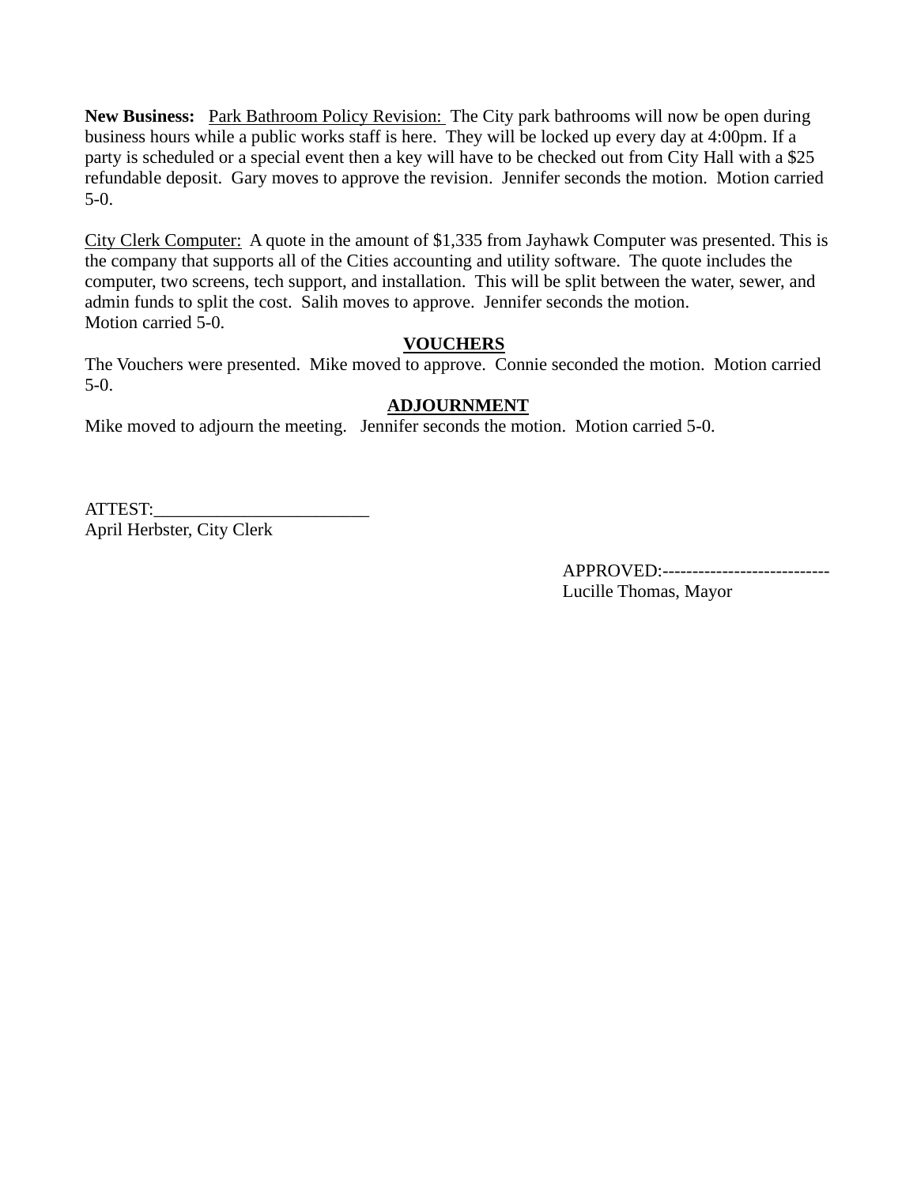**New Business:** <u>Park Bathroom Policy Revision:</u> The City park bathrooms will now be open during business hours while a public works staff is here. They will be locked up every day at 4:00pm. If a party is scheduled or a special event then a key will have to be checked out from City Hall with a $25 refundable deposit. Gary moves to approve the revision. Jennifer seconds the motion. Motion carried 5-0.

<u>City Clerk Computer:</u> A quote in the amount of $1,335 from Jayhawk Computer was presented. This is the company that supports all of the Cities accounting and utility software. The quote includes the computer, two screens, tech support, and installation. This will be split between the water, sewer, and admin funds to split the cost. Salih moves to approve. Jennifer seconds the motion.
Motion carried 5-0.

## VOUCHERS

The Vouchers were presented. Mike moved to approve. Connie seconded the motion. Motion carried 5-0.

## ADJOURNMENT

Mike moved to adjourn the meeting. Jennifer seconds the motion. Motion carried 5-0.

ATTEST:________________________
April Herbster, City Clerk

APPROVED:----------------------------
Lucille Thomas, Mayor